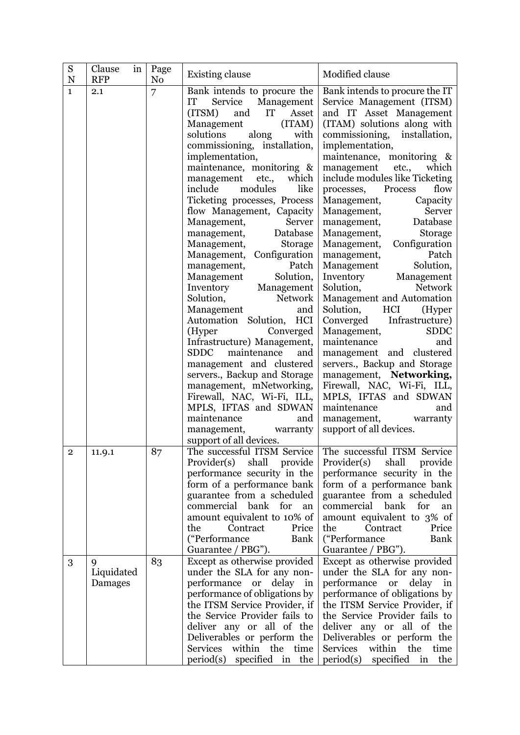| S N | Clause in RFP | Page No | Existing clause | Modified clause |
|---|---|---|---|---|
| 1 | 2.1 | 7 | Bank intends to procure the IT Service Management (ITSM) and IT Asset Management (ITAM) solutions along with commissioning, installation, implementation, maintenance, monitoring & management etc., which include modules like Ticketing processes, Process flow Management, Capacity Management, Server management, Database Management, Storage Management, Configuration management, Patch Management Solution, Inventory Management Solution, Network Management and Automation Solution, HCI (Hyper Converged Infrastructure) Management, SDDC maintenance and management and clustered servers., Backup and Storage management, mNetworking, Firewall, NAC, Wi-Fi, ILL, MPLS, IFTAS and SDWAN maintenance and management, warranty support of all devices. | Bank intends to procure the IT Service Management (ITSM) and IT Asset Management (ITAM) solutions along with commissioning, installation, implementation, maintenance, monitoring & management etc., which include modules like Ticketing processes, Process flow Management, Capacity Management, Server management, Database Management, Storage Management, Configuration management, Patch Management Solution, Inventory Management Solution, Network Management and Automation Solution, HCI (Hyper Converged Infrastructure) Management, SDDC maintenance and management and clustered servers., Backup and Storage management, **Networking,** Firewall, NAC, Wi-Fi, ILL, MPLS, IFTAS and SDWAN maintenance and management, warranty support of all devices. |
| 2 | 11.9.1 | 87 | The successful ITSM Service Provider(s) shall provide performance security in the form of a performance bank guarantee from a scheduled commercial bank for an amount equivalent to 10% of the Contract Price ("Performance Bank Guarantee / PBG"). | The successful ITSM Service Provider(s) shall provide performance security in the form of a performance bank guarantee from a scheduled commercial bank for an amount equivalent to 3% of the Contract Price ("Performance Bank Guarantee / PBG"). |
| 3 | 9 Liquidated Damages | 83 | Except as otherwise provided under the SLA for any non-performance or delay in performance of obligations by the ITSM Service Provider, if the Service Provider fails to deliver any or all of the Deliverables or perform the Services within the time period(s) specified in the | Except as otherwise provided under the SLA for any non-performance or delay in performance of obligations by the ITSM Service Provider, if the Service Provider fails to deliver any or all of the Deliverables or perform the Services within the time period(s) specified in the |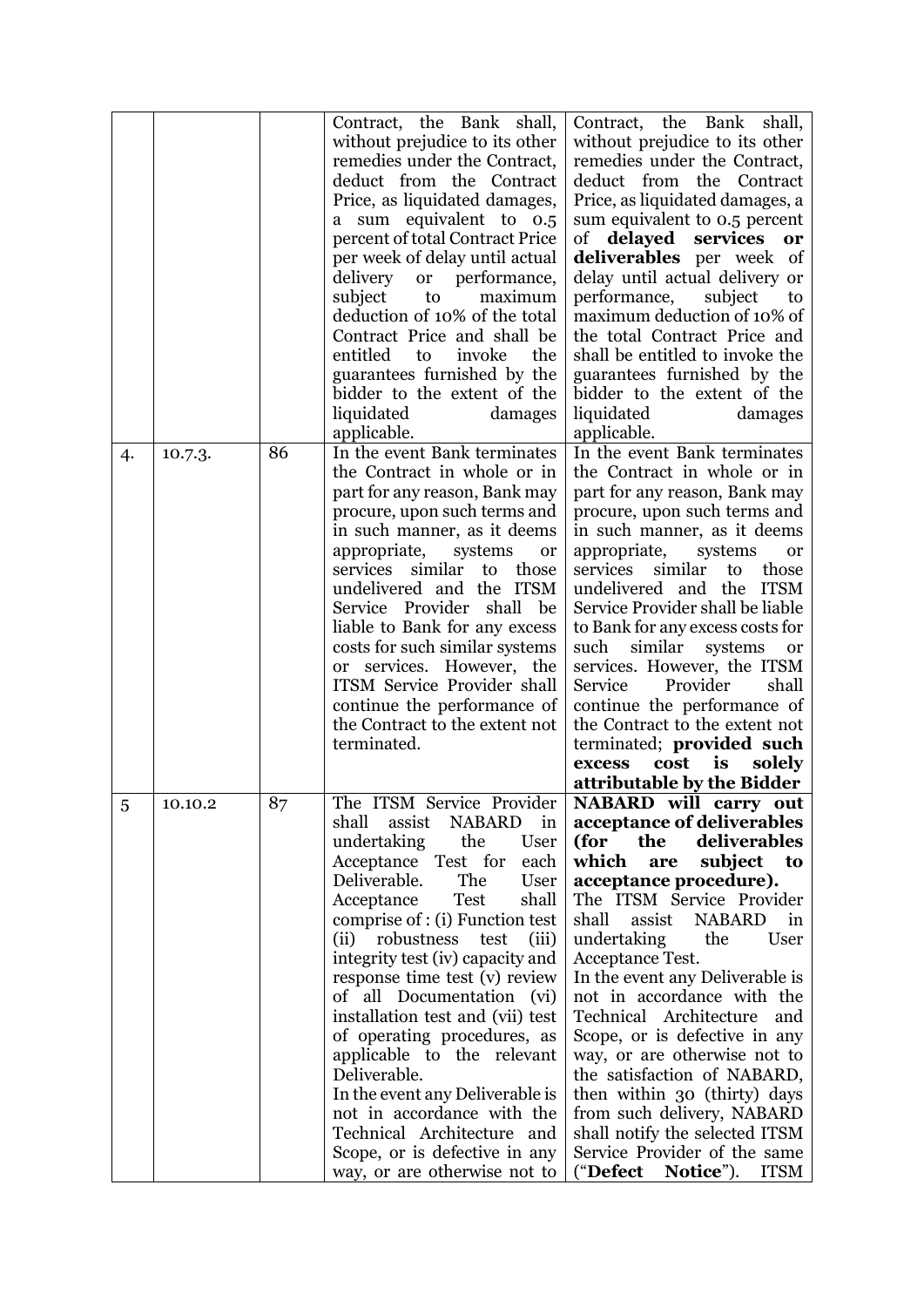| | | | | |
|---|---|---|---|---|
| | | | Contract, the Bank shall, without prejudice to its other remedies under the Contract, deduct from the Contract Price, as liquidated damages, a sum equivalent to 0.5 percent of total Contract Price per week of delay until actual delivery or performance, subject to maximum deduction of 10% of the total Contract Price and shall be entitled to invoke the guarantees furnished by the bidder to the extent of the liquidated damages applicable. | Contract, the Bank shall, without prejudice to its other remedies under the Contract, deduct from the Contract Price, as liquidated damages, a sum equivalent to 0.5 percent of **delayed services or deliverables** per week of delay until actual delivery or performance, subject to maximum deduction of 10% of the total Contract Price and shall be entitled to invoke the guarantees furnished by the bidder to the extent of the liquidated damages applicable. |
| 4. | 10.7.3. | 86 | In the event Bank terminates the Contract in whole or in part for any reason, Bank may procure, upon such terms and in such manner, as it deems appropriate, systems or services similar to those undelivered and the ITSM Service Provider shall be liable to Bank for any excess costs for such similar systems or services. However, the ITSM Service Provider shall continue the performance of the Contract to the extent not terminated. | In the event Bank terminates the Contract in whole or in part for any reason, Bank may procure, upon such terms and in such manner, as it deems appropriate, systems or services similar to those undelivered and the ITSM Service Provider shall be liable to Bank for any excess costs for such similar systems or services. However, the ITSM Service Provider shall continue the performance of the Contract to the extent not terminated; **provided such excess cost is solely attributable by the Bidder** |
| 5 | 10.10.2 | 87 | The ITSM Service Provider shall assist NABARD in undertaking the User Acceptance Test for each Deliverable. The User Acceptance Test shall comprise of : (i) Function test (ii) robustness test (iii) integrity test (iv) capacity and response time test (v) review of all Documentation (vi) installation test and (vii) test of operating procedures, as applicable to the relevant Deliverable.<br>In the event any Deliverable is not in accordance with the Technical Architecture and Scope, or is defective in any way, or are otherwise not to | **NABARD will carry out acceptance of deliverables (for the deliverables which are subject to acceptance procedure).**<br>The ITSM Service Provider shall assist NABARD in undertaking the User Acceptance Test.<br>In the event any Deliverable is not in accordance with the Technical Architecture and Scope, or is defective in any way, or are otherwise not to the satisfaction of NABARD, then within 30 (thirty) days from such delivery, NABARD shall notify the selected ITSM Service Provider of the same ("**Defect Notice**"). ITSM |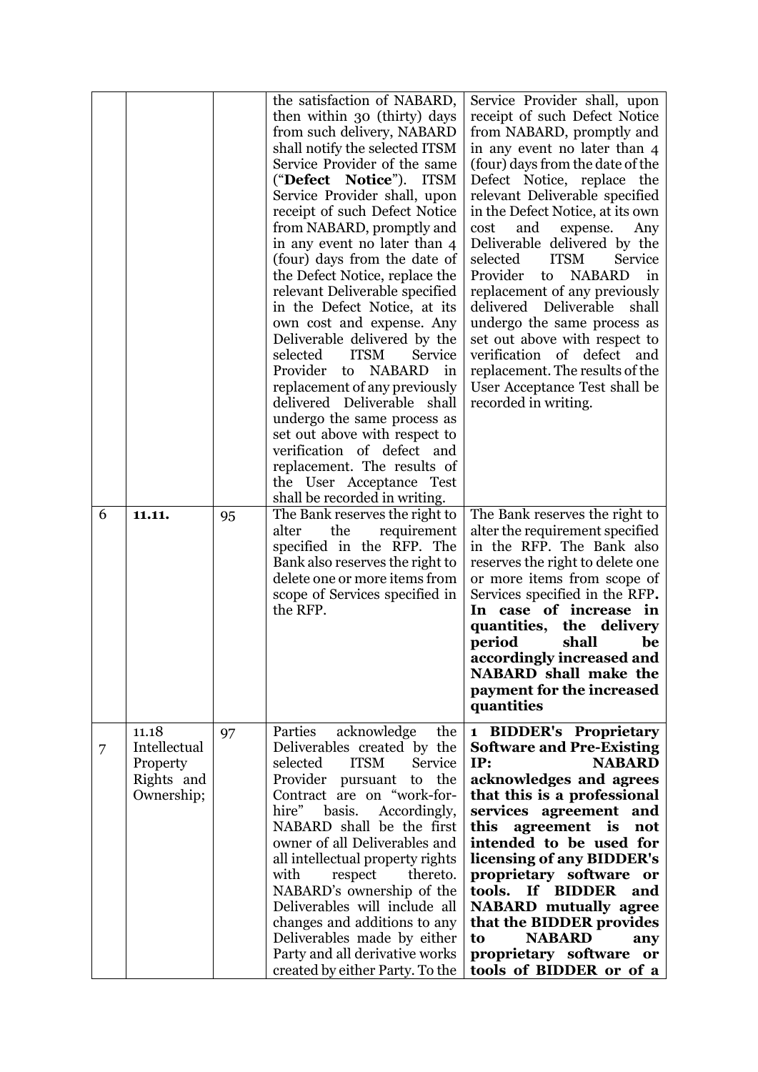| | | | | |
|---|---|---|---|---|
| | | | the satisfaction of NABARD, then within 30 (thirty) days from such delivery, NABARD shall notify the selected ITSM Service Provider of the same ("**Defect Notice**"). ITSM Service Provider shall, upon receipt of such Defect Notice from NABARD, promptly and in any event no later than 4 (four) days from the date of the Defect Notice, replace the relevant Deliverable specified in the Defect Notice, at its own cost and expense. Any Deliverable delivered by the selected ITSM Service Provider to NABARD in replacement of any previously delivered Deliverable shall undergo the same process as set out above with respect to verification of defect and replacement. The results of the User Acceptance Test shall be recorded in writing. | Service Provider shall, upon receipt of such Defect Notice from NABARD, promptly and in any event no later than 4 (four) days from the date of the Defect Notice, replace the relevant Deliverable specified in the Defect Notice, at its own cost and expense. Any Deliverable delivered by the selected ITSM Service Provider to NABARD in replacement of any previously delivered Deliverable shall undergo the same process as set out above with respect to verification of defect and replacement. The results of the User Acceptance Test shall be recorded in writing. |
| 6 | **11.11.** | 95 | The Bank reserves the right to alter the requirement specified in the RFP. The Bank also reserves the right to delete one or more items from scope of Services specified in the RFP. | The Bank reserves the right to alter the requirement specified in the RFP. The Bank also reserves the right to delete one or more items from scope of Services specified in the RFP**. In case of increase in quantities, the delivery period shall be accordingly increased and NABARD shall make the payment for the increased quantities** |
| 7 | 11.18 Intellectual Property Rights and Ownership; | 97 | Parties acknowledge the Deliverables created by the selected ITSM Service Provider pursuant to the Contract are on "work-for-hire" basis. Accordingly, NABARD shall be the first owner of all Deliverables and all intellectual property rights with respect thereto. NABARD's ownership of the Deliverables will include all changes and additions to any Deliverables made by either Party and all derivative works created by either Party. To the | **1 BIDDER's Proprietary Software and Pre-Existing IP: NABARD acknowledges and agrees that this is a professional services agreement and this agreement is not intended to be used for licensing of any BIDDER's proprietary software or tools. If BIDDER and NABARD mutually agree that the BIDDER provides to NABARD any proprietary software or tools of BIDDER or of a** |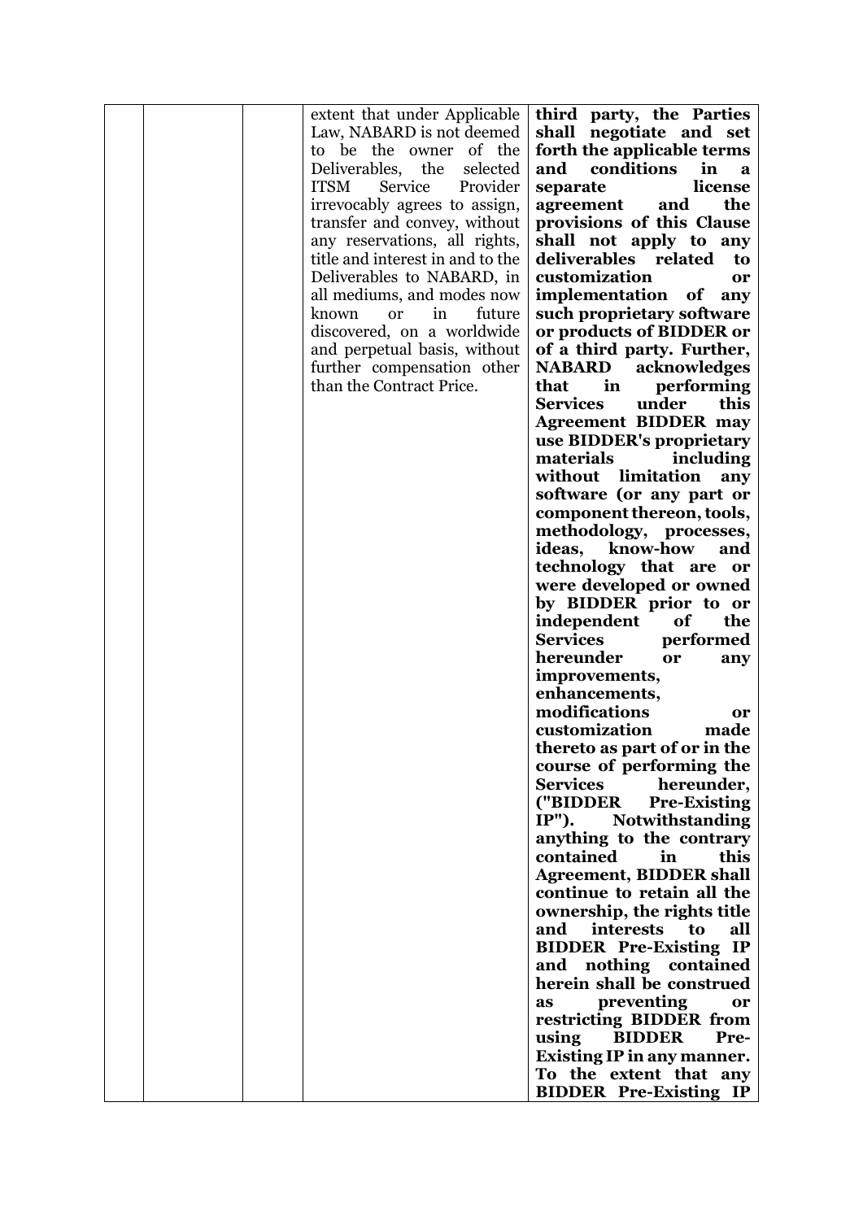|  |  |  | extent that under Applicable Law, NABARD is not deemed to be the owner of the Deliverables, the selected ITSM Service Provider irrevocably agrees to assign, transfer and convey, without any reservations, all rights, title and interest in and to the Deliverables to NABARD, in all mediums, and modes now known or in future discovered, on a worldwide and perpetual basis, without further compensation other than the Contract Price. | **third party, the Parties shall negotiate and set forth the applicable terms and conditions in a separate license agreement and the provisions of this Clause shall not apply to any deliverables related to customization or implementation of any such proprietary software or products of BIDDER or of a third party. Further, NABARD acknowledges that in performing Services under this Agreement BIDDER may use BIDDER's proprietary materials including without limitation any software (or any part or component thereon, tools, methodology, processes, ideas, know-how and technology that are or were developed or owned by BIDDER prior to or independent of the Services performed hereunder or any improvements, enhancements, modifications or customization made thereto as part of or in the course of performing the Services hereunder, ("BIDDER Pre-Existing IP"). Notwithstanding anything to the contrary contained in this Agreement, BIDDER shall continue to retain all the ownership, the rights title and interests to all BIDDER Pre-Existing IP and nothing contained herein shall be construed as preventing or restricting BIDDER from using BIDDER Pre-Existing IP in any manner. To the extent that any BIDDER Pre-Existing IP** |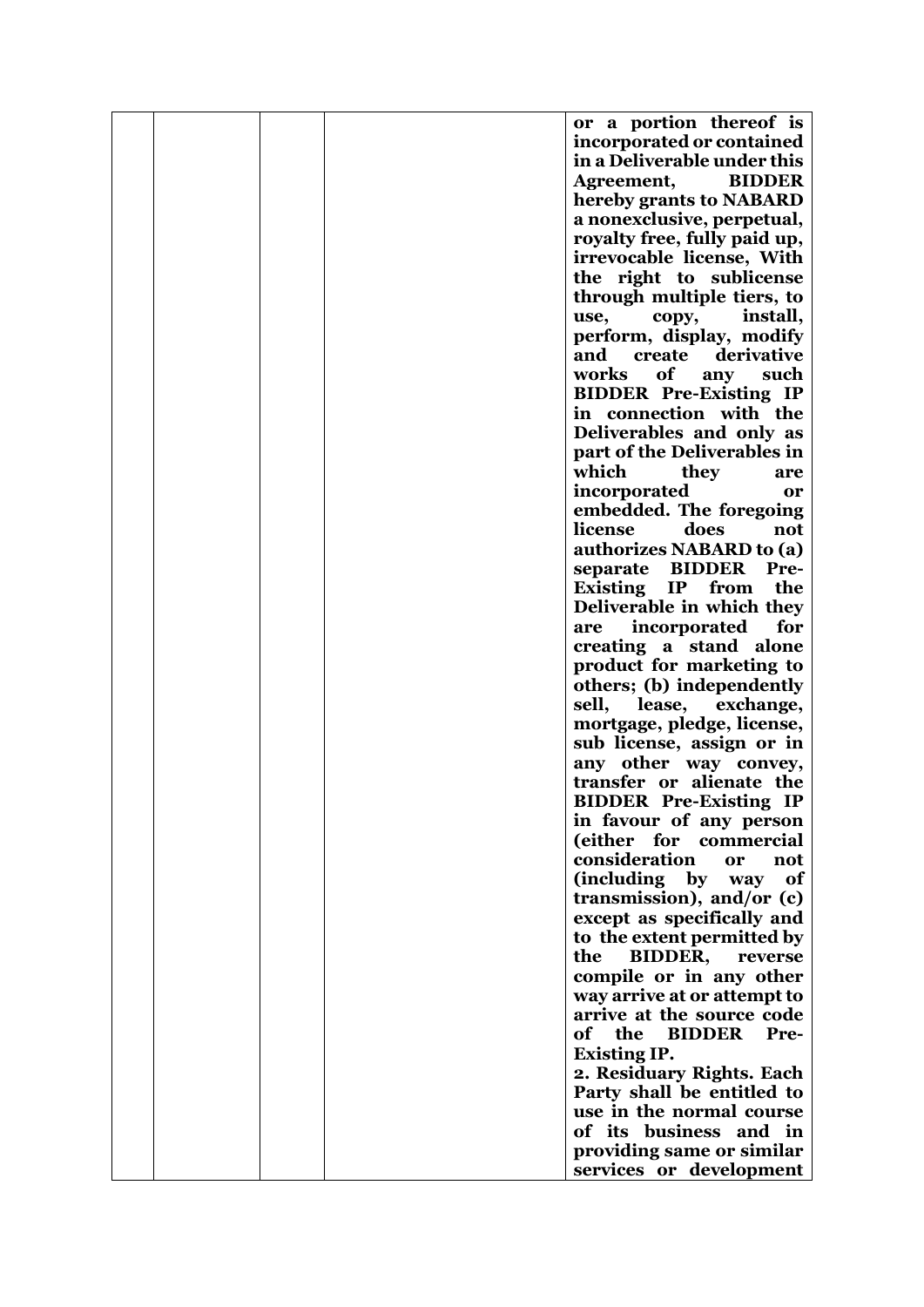| | | | | **or a portion thereof is incorporated or contained in a Deliverable under this Agreement, BIDDER hereby grants to NABARD a nonexclusive, perpetual, royalty free, fully paid up, irrevocable license, With the right to sublicense through multiple tiers, to use, copy, install, perform, display, modify and create derivative works of any such BIDDER Pre-Existing IP in connection with the Deliverables and only as part of the Deliverables in which they are incorporated or embedded. The foregoing license does not authorizes NABARD to (a) separate BIDDER Pre-Existing IP from the Deliverable in which they are incorporated for creating a stand alone product for marketing to others; (b) independently sell, lease, exchange, mortgage, pledge, license, sub license, assign or in any other way convey, transfer or alienate the BIDDER Pre-Existing IP in favour of any person (either for commercial consideration or not (including by way of transmission), and/or (c) except as specifically and to the extent permitted by the BIDDER, reverse compile or in any other way arrive at or attempt to arrive at the source code of the BIDDER Pre-Existing IP.<br>2. Residuary Rights. Each Party shall be entitled to use in the normal course of its business and in providing same or similar services or development** |
|---|---|---|---|---|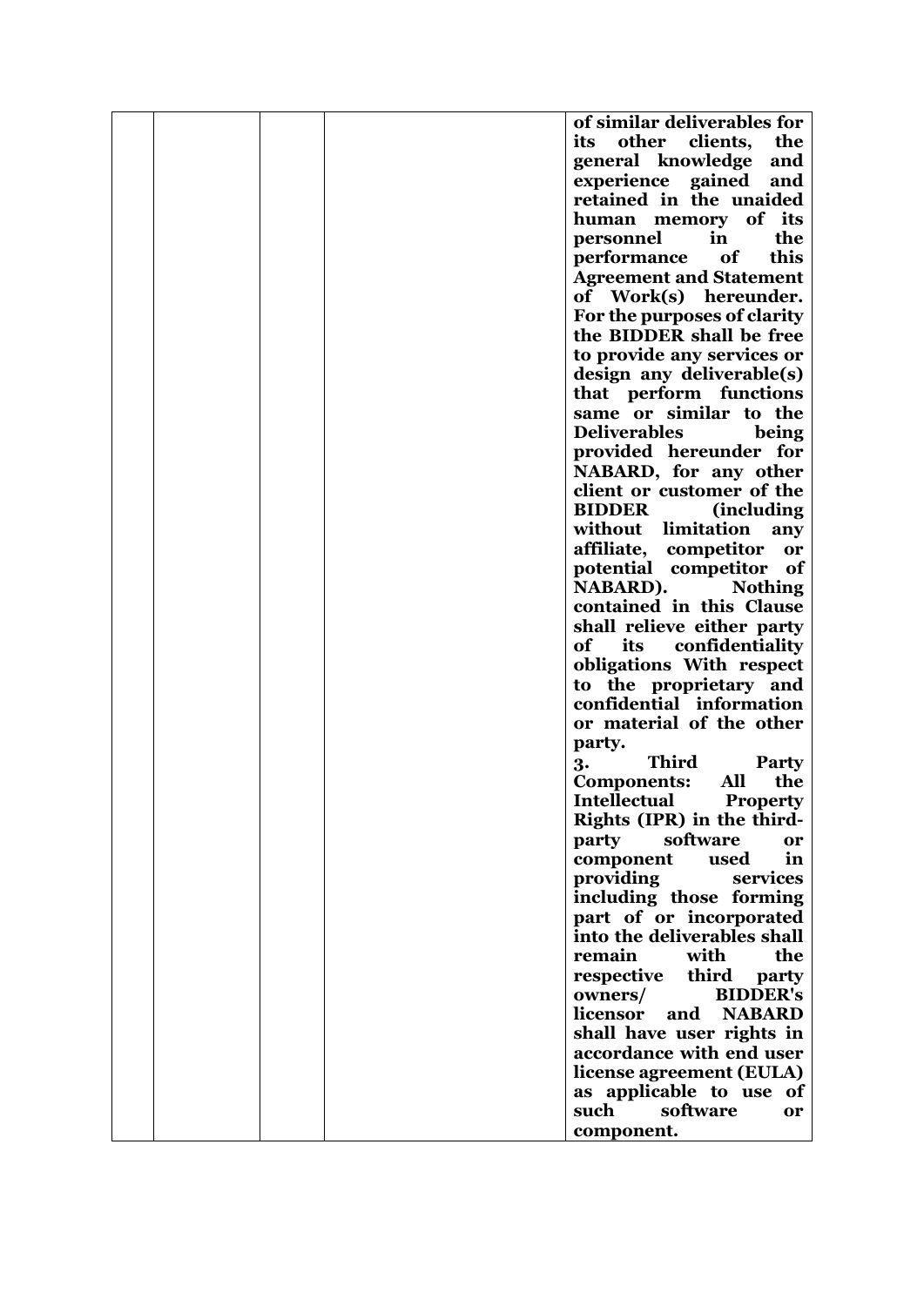|  |  |  |  | **of similar deliverables for its other clients, the general knowledge and experience gained and retained in the unaided human memory of its personnel in the performance of this Agreement and Statement of Work(s) hereunder. For the purposes of clarity the BIDDER shall be free to provide any services or design any deliverable(s) that perform functions same or similar to the Deliverables being provided hereunder for NABARD, for any other client or customer of the BIDDER (including without limitation any affiliate, competitor or potential competitor of NABARD). Nothing contained in this Clause shall relieve either party of its confidentiality obligations With respect to the proprietary and confidential information or material of the other party.**<br>**3. Third Party Components: All the Intellectual Property Rights (IPR) in the third-party software or component used in providing services including those forming part of or incorporated into the deliverables shall remain with the respective third party owners/ BIDDER's licensor and NABARD shall have user rights in accordance with end user license agreement (EULA) as applicable to use of such software or component.** |
|---|---|---|---|---|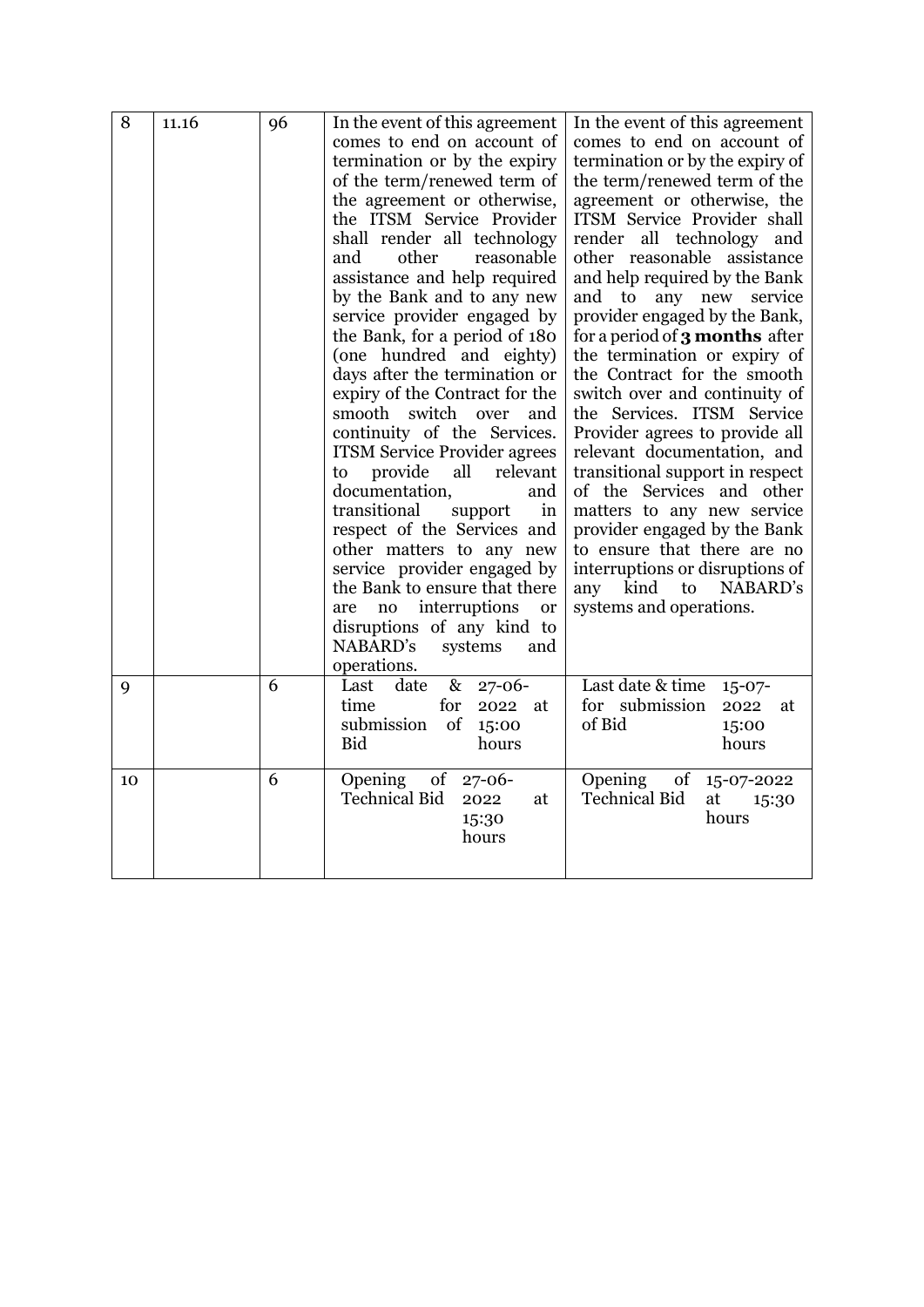| | | | | |
|---|---|---|---|---|
| 8 | 11.16 | 96 | In the event of this agreement comes to end on account of termination or by the expiry of the term/renewed term of the agreement or otherwise, the ITSM Service Provider shall render all technology and other reasonable assistance and help required by the Bank and to any new service provider engaged by the Bank, for a period of 180 (one hundred and eighty) days after the termination or expiry of the Contract for the smooth switch over and continuity of the Services. ITSM Service Provider agrees to provide all relevant documentation, and transitional support in respect of the Services and other matters to any new service provider engaged by the Bank to ensure that there are no interruptions or disruptions of any kind to NABARD's systems and operations. | In the event of this agreement comes to end on account of termination or by the expiry of the term/renewed term of the agreement or otherwise, the ITSM Service Provider shall render all technology and other reasonable assistance and help required by the Bank and to any new service provider engaged by the Bank, for a period of **3 months** after the termination or expiry of the Contract for the smooth switch over and continuity of the Services. ITSM Service Provider agrees to provide all relevant documentation, and transitional support in respect of the Services and other matters to any new service provider engaged by the Bank to ensure that there are no interruptions or disruptions of any kind to NABARD's systems and operations. |
| 9 | | 6 | Last date & time for submission of Bid: 27-06-2022 at 15:00 hours | Last date & time for submission of Bid: 15-07-2022 at 15:00 hours |
| 10 | | 6 | Opening of Technical Bid: 27-06-2022 at 15:30 hours | Opening of Technical Bid: 15-07-2022 at 15:30 hours |